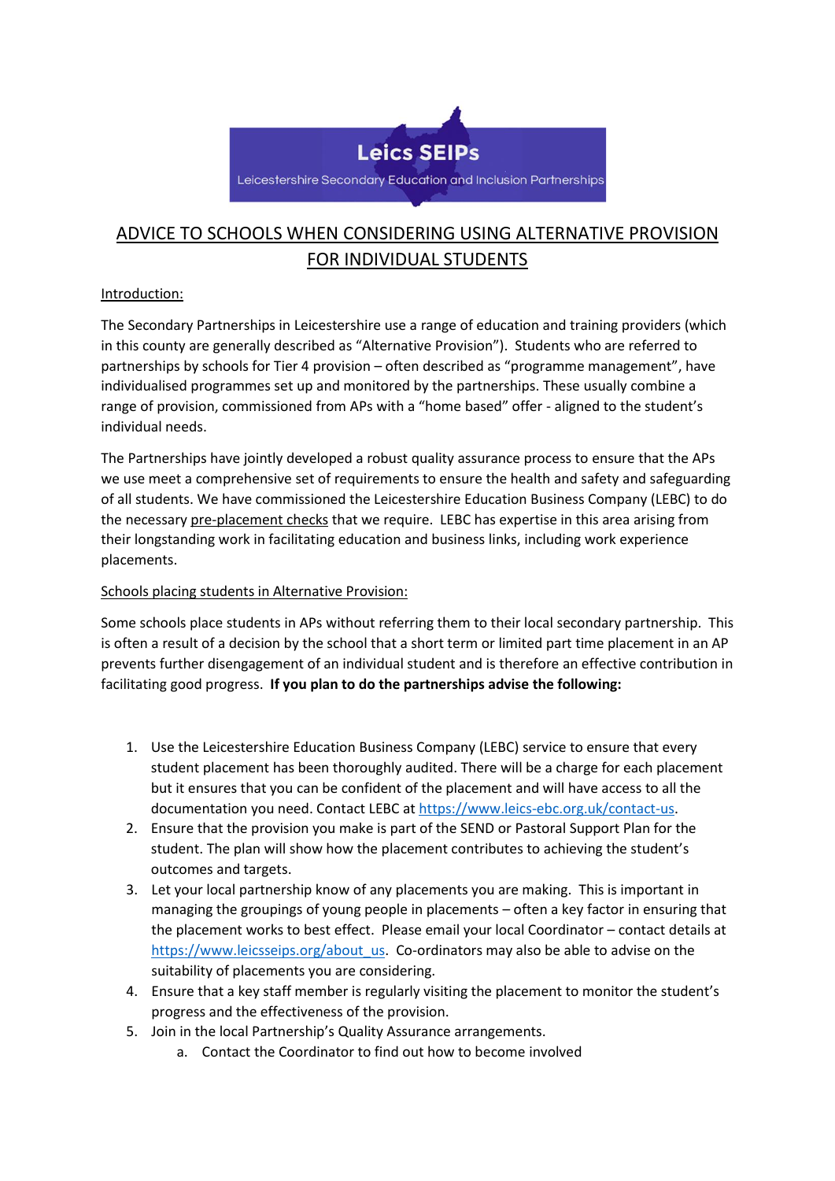Leics SEIPs

Leicestershire Secondary Education and Inclusion Partnerships

# ADVICE TO SCHOOLS WHEN CONSIDERING USING ALTERNATIVE PROVISION FOR INDIVIDUAL STUDENTS

## Introduction:

The Secondary Partnerships in Leicestershire use a range of education and training providers (which in this county are generally described as "Alternative Provision"). Students who are referred to partnerships by schools for Tier 4 provision – often described as "programme management", have individualised programmes set up and monitored by the partnerships. These usually combine a range of provision, commissioned from APs with a "home based" offer - aligned to the student's individual needs.

The Partnerships have jointly developed a robust quality assurance process to ensure that the APs we use meet a comprehensive set of requirements to ensure the health and safety and safeguarding of all students. We have commissioned the Leicestershire Education Business Company (LEBC) to do the necessary pre-placement checks that we require. LEBC has expertise in this area arising from their longstanding work in facilitating education and business links, including work experience placements.

## Schools placing students in Alternative Provision:

Some schools place students in APs without referring them to their local secondary partnership. This is often a result of a decision by the school that a short term or limited part time placement in an AP prevents further disengagement of an individual student and is therefore an effective contribution in facilitating good progress. **If you plan to do the partnerships advise the following:**

1. Use the Leicestershire Education Business Company (LEBC) service to ensure that every student placement has been thoroughly audited. There will be a charge for each placement but it ensures that you can be confident of the placement and will have access to all the documentation you need. Contact LEBC at https://www.leics-ebc.org.uk/contact-us.
2. Ensure that the provision you make is part of the SEND or Pastoral Support Plan for the student. The plan will show how the placement contributes to achieving the student's outcomes and targets.
3. Let your local partnership know of any placements you are making. This is important in managing the groupings of young people in placements – often a key factor in ensuring that the placement works to best effect. Please email your local Coordinator – contact details at https://www.leicsseips.org/about_us. Co-ordinators may also be able to advise on the suitability of placements you are considering.
4. Ensure that a key staff member is regularly visiting the placement to monitor the student's progress and the effectiveness of the provision.
5. Join in the local Partnership's Quality Assurance arrangements.
   a. Contact the Coordinator to find out how to become involved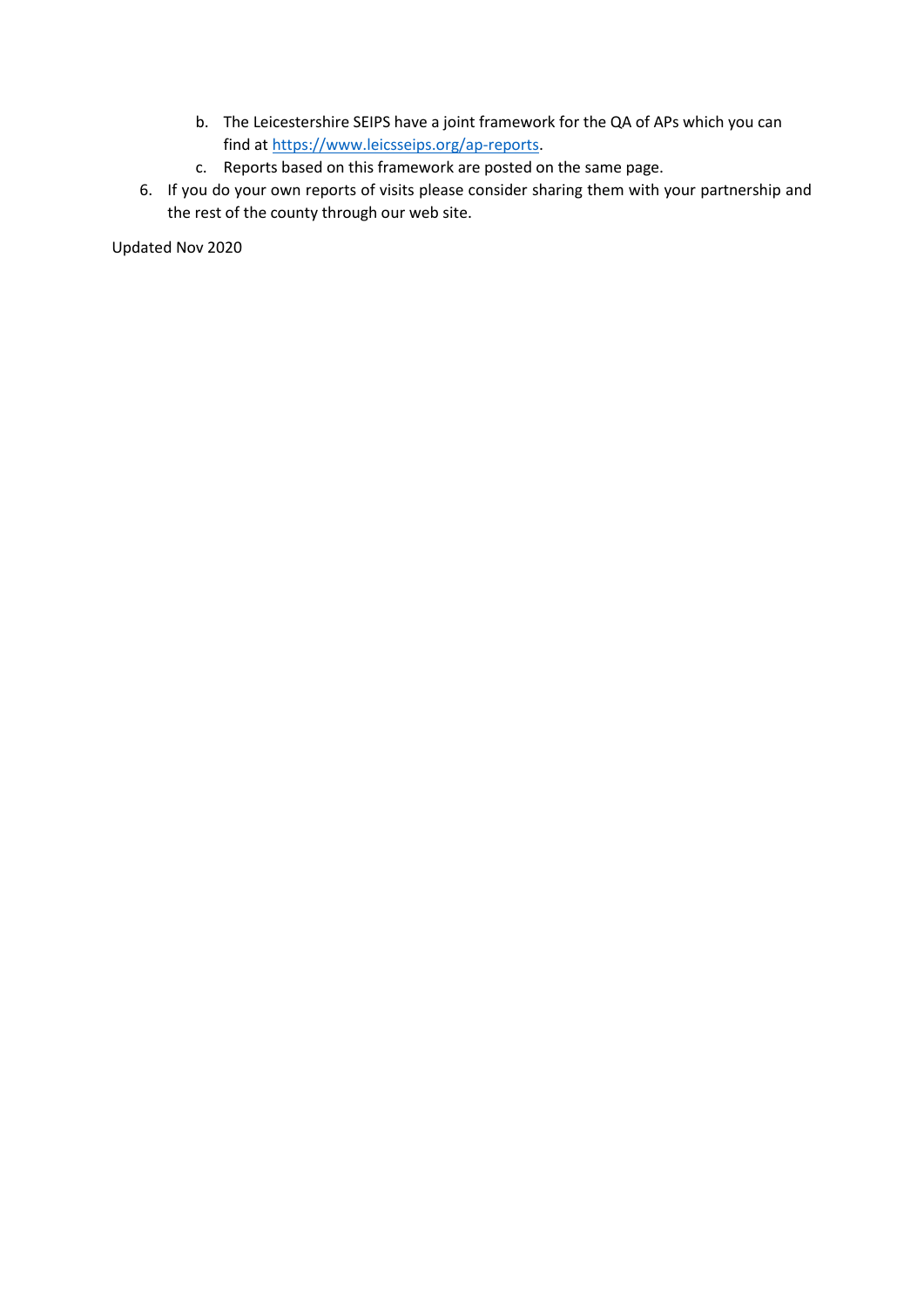b. The Leicestershire SEIPS have a joint framework for the QA of APs which you can find at [https://www.leicsseips.org/ap-reports](https://www.leicsseips.org/ap-reports).
   c. Reports based on this framework are posted on the same page.

6. If you do your own reports of visits please consider sharing them with your partnership and the rest of the county through our web site.

Updated Nov 2020